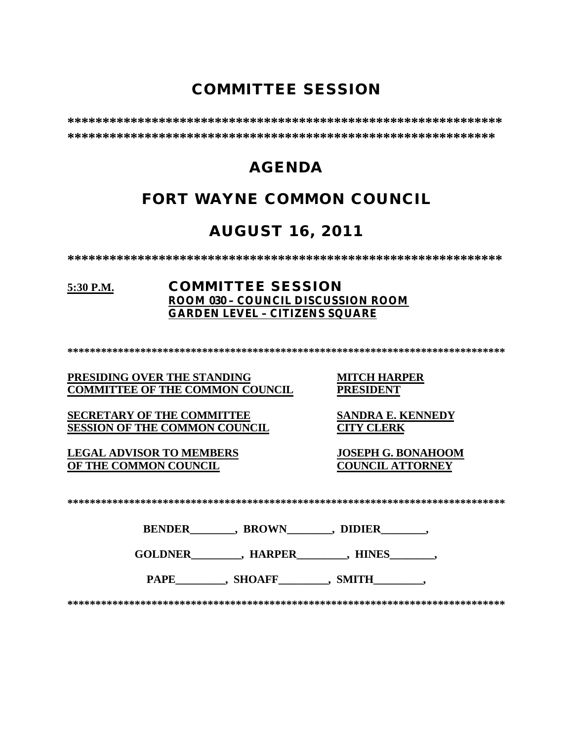# COMMITTEE SESSION

**************************************************************
**************************************************************

# AGENDA

# FORT WAYNE COMMON COUNCIL

# AUGUST 16, 2011

**************************************************************

**5:30 P.M.** **COMMITTEE SESSION**
**ROOM 030 – COUNCIL DISCUSSION ROOM**
**GARDEN LEVEL – CITIZENS SQUARE**

******************************************************************************

| | |
|---|---|
| **PRESIDING OVER THE STANDING COMMITTEE OF THE COMMON COUNCIL** | **MITCH HARPER PRESIDENT** |
| **SECRETARY OF THE COMMITTEE SESSION OF THE COMMON COUNCIL** | **SANDRA E. KENNEDY CITY CLERK** |
| **LEGAL ADVISOR TO MEMBERS OF THE COMMON COUNCIL** | **JOSEPH G. BONAHOOM COUNCIL ATTORNEY** |

******************************************************************************

**BENDER________, BROWN________, DIDIER________,**

**GOLDNER_________, HARPER_________, HINES________,**

**PAPE_________, SHOAFF_________, SMITH_________,**

******************************************************************************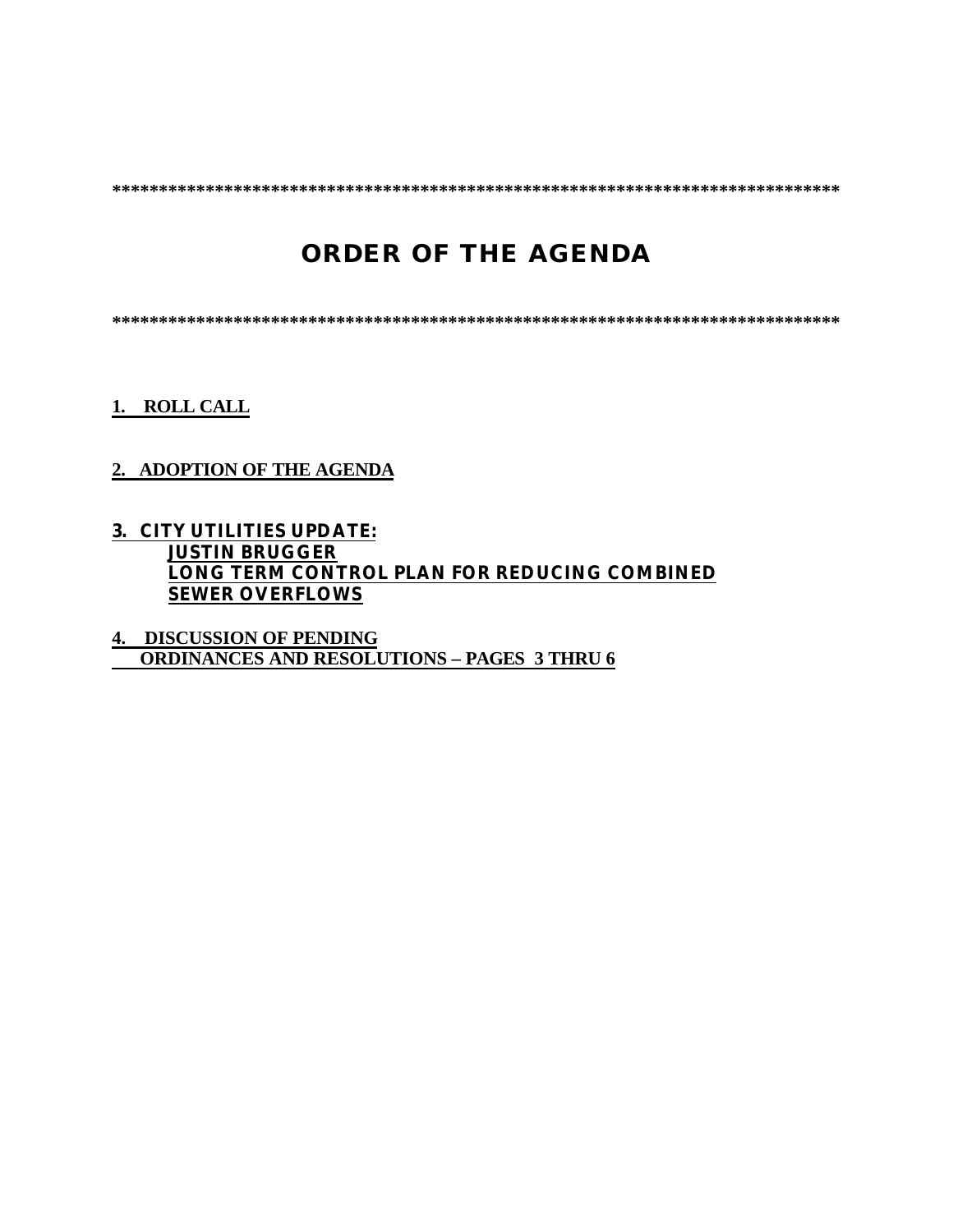*********************************************************************************

# ORDER OF THE AGENDA

*********************************************************************************

**1. ROLL CALL**

**2. ADOPTION OF THE AGENDA**

**3. CITY UTILITIES UPDATE:**
**JUSTIN BRUGGER**
**LONG TERM CONTROL PLAN FOR REDUCING COMBINED SEWER OVERFLOWS**

**4. DISCUSSION OF PENDING ORDINANCES AND RESOLUTIONS – PAGES 3 THRU 6**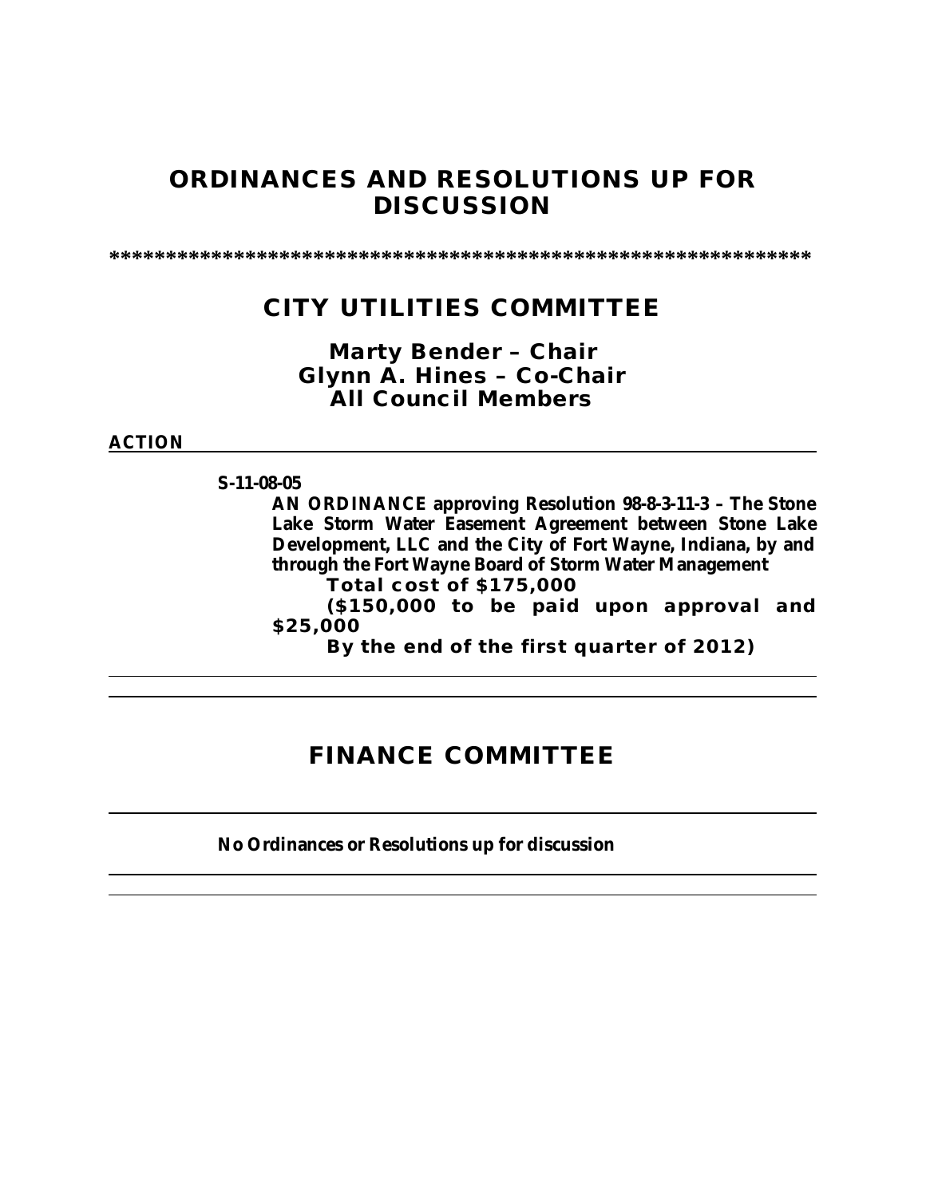# ORDINANCES AND RESOLUTIONS UP FOR DISCUSSION

****************************************************************

## CITY UTILITIES COMMITTEE

**Marty Bender – Chair**
**Glynn A. Hines – Co-Chair**
**All Council Members**

**ACTION**

**S-11-08-05**

**AN ORDINANCE approving Resolution 98-8-3-11-3 – The Stone Lake Storm Water Easement Agreement between Stone Lake Development, LLC and the City of Fort Wayne, Indiana, by and through the Fort Wayne Board of Storm Water Management**

**Total cost of $175,000**

**($150,000 to be paid upon approval and $25,000**

**By the end of the first quarter of 2012)**

---

## FINANCE COMMITTEE

---

**No Ordinances or Resolutions up for discussion**

---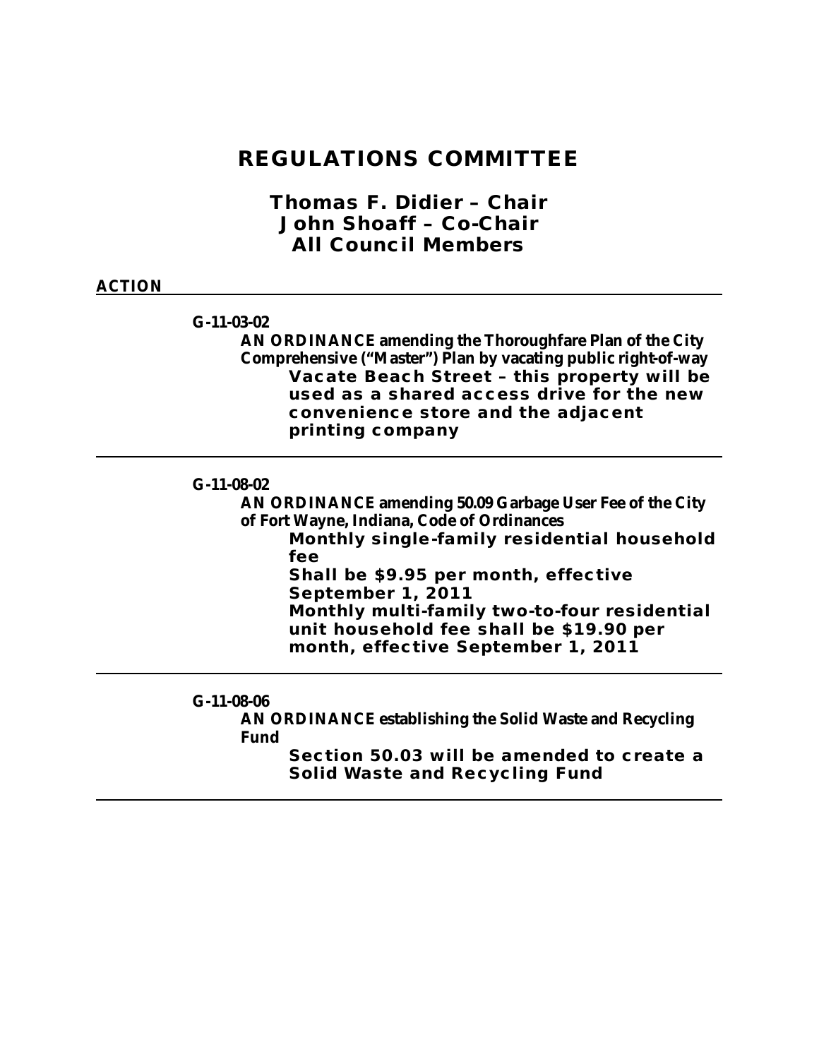# REGULATIONS COMMITTEE

## Thomas F. Didier – Chair
## John Shoaff – Co-Chair
## All Council Members

**ACTION**

---

**G-11-03-02**

**AN ORDINANCE amending the Thoroughfare Plan of the City Comprehensive ("Master") Plan by vacating public right-of-way**

**Vacate Beach Street – this property will be used as a shared access drive for the new convenience store and the adjacent printing company**

---

**G-11-08-02**

**AN ORDINANCE amending 50.09 Garbage User Fee of the City of Fort Wayne, Indiana, Code of Ordinances**

**Monthly single-family residential household fee**
**Shall be $9.95 per month, effective September 1, 2011**
**Monthly multi-family two-to-four residential unit household fee shall be $19.90 per month, effective September 1, 2011**

---

**G-11-08-06**

**AN ORDINANCE establishing the Solid Waste and Recycling Fund**

**Section 50.03 will be amended to create a Solid Waste and Recycling Fund**

---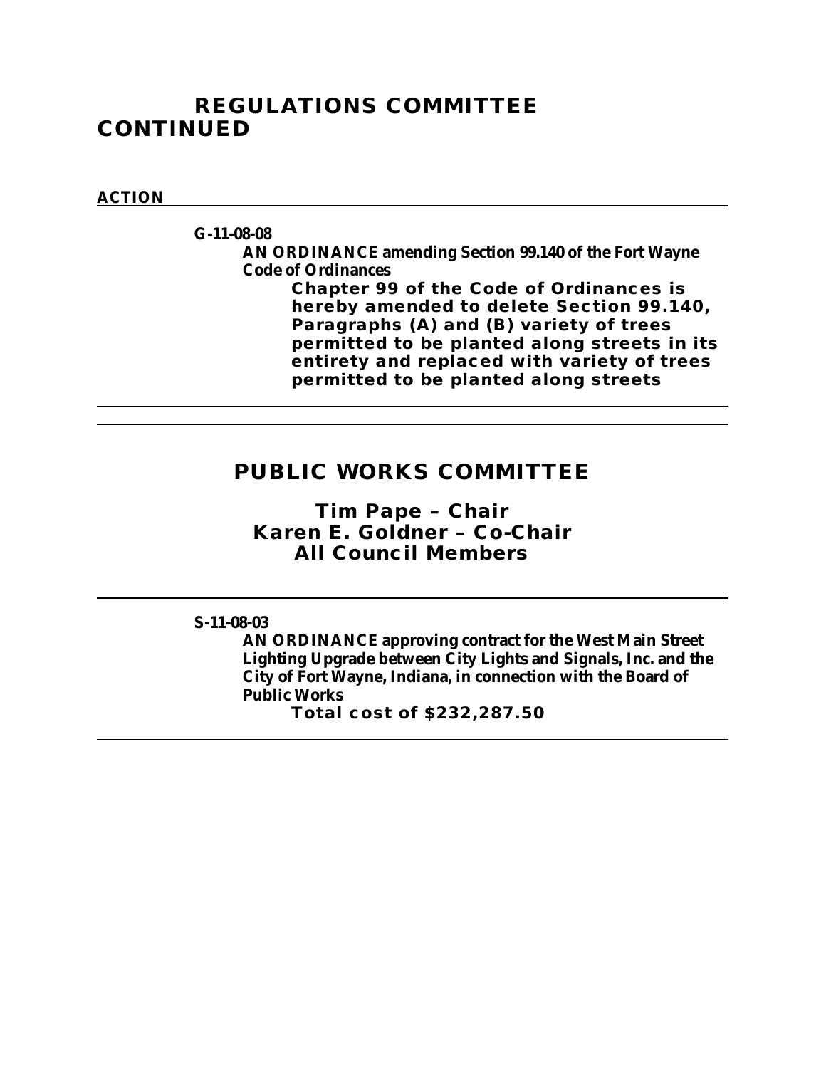## REGULATIONS COMMITTEE CONTINUED

**ACTION**

**G-11-08-08**

**AN ORDINANCE amending Section 99.140 of the Fort Wayne Code of Ordinances**

**Chapter 99 of the Code of Ordinances is hereby amended to delete Section 99.140, Paragraphs (A) and (B) variety of trees permitted to be planted along streets in its entirety and replaced with variety of trees permitted to be planted along streets**

---

## PUBLIC WORKS COMMITTEE

**Tim Pape – Chair**
**Karen E. Goldner – Co-Chair**
**All Council Members**

---

**S-11-08-03**

**AN ORDINANCE approving contract for the West Main Street Lighting Upgrade between City Lights and Signals, Inc. and the City of Fort Wayne, Indiana, in connection with the Board of Public Works**

**Total cost of $232,287.50**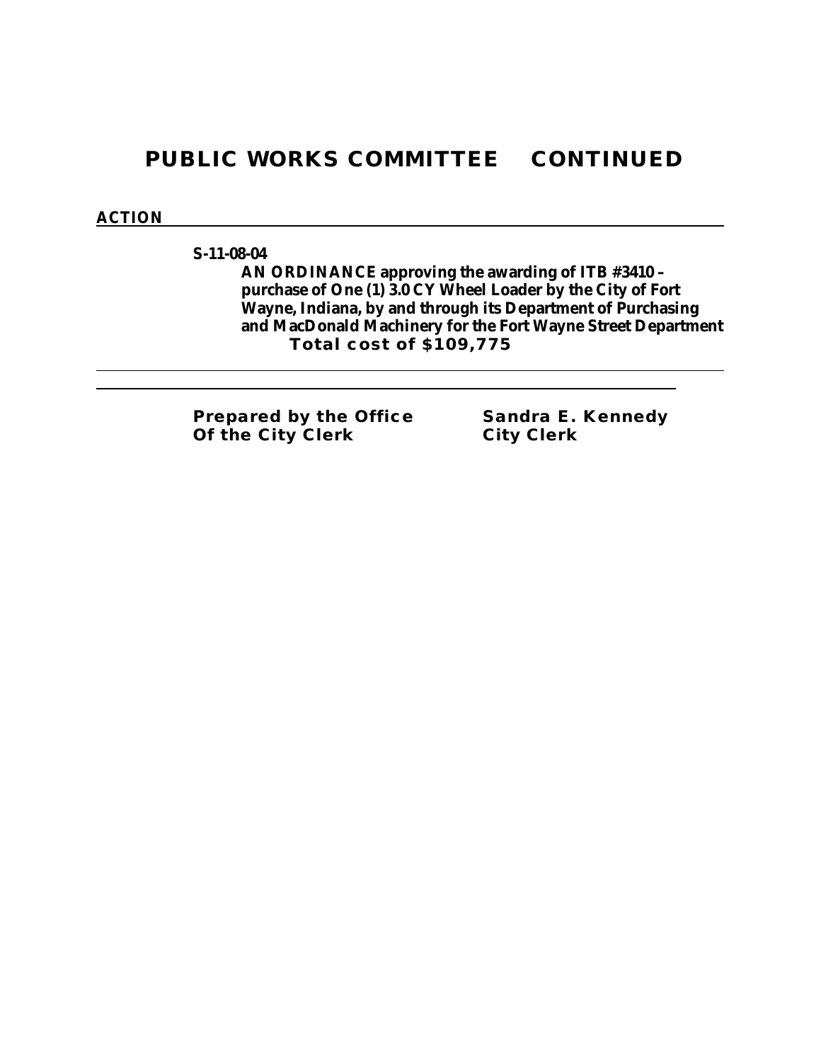# PUBLIC WORKS COMMITTEE CONTINUED

**ACTION**

---

**S-11-08-04**

**AN ORDINANCE approving the awarding of ITB #3410 – purchase of One (1) 3.0 CY Wheel Loader by the City of Fort Wayne, Indiana, by and through its Department of Purchasing and MacDonald Machinery for the Fort Wayne Street Department**

**Total cost of $109,775**

---

---

**Prepared by the Office Of the City Clerk**

**Sandra E. Kennedy City Clerk**